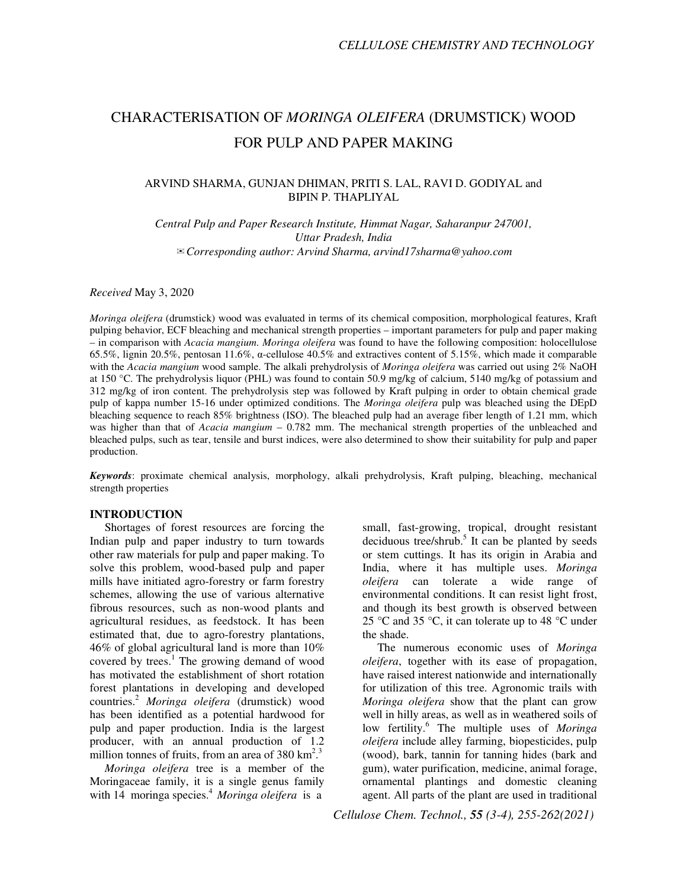# CHARACTERISATION OF *MORINGA OLEIFERA* (DRUMSTICK) WOOD FOR PULP AND PAPER MAKING

ARVIND SHARMA, GUNJAN DHIMAN, PRITI S. LAL, RAVI D. GODIYAL and BIPIN P. THAPLIYAL

*Central Pulp and Paper Research Institute, Himmat Nagar, Saharanpur 247001, Uttar Pradesh, India*
✉ *Corresponding author: Arvind Sharma, arvind17sharma@yahoo.com*

*Received* May 3, 2020

*Moringa oleifera* (drumstick) wood was evaluated in terms of its chemical composition, morphological features, Kraft pulping behavior, ECF bleaching and mechanical strength properties – important parameters for pulp and paper making – in comparison with *Acacia mangium*. *Moringa oleifera* was found to have the following composition: holocellulose 65.5%, lignin 20.5%, pentosan 11.6%, α-cellulose 40.5% and extractives content of 5.15%, which made it comparable with the *Acacia mangium* wood sample. The alkali prehydrolysis of *Moringa oleifera* was carried out using 2% NaOH at 150 °C. The prehydrolysis liquor (PHL) was found to contain 50.9 mg/kg of calcium, 5140 mg/kg of potassium and 312 mg/kg of iron content. The prehydrolysis step was followed by Kraft pulping in order to obtain chemical grade pulp of kappa number 15-16 under optimized conditions. The *Moringa oleifera* pulp was bleached using the DEpD bleaching sequence to reach 85% brightness (ISO). The bleached pulp had an average fiber length of 1.21 mm, which was higher than that of *Acacia mangium* – 0.782 mm. The mechanical strength properties of the unbleached and bleached pulps, such as tear, tensile and burst indices, were also determined to show their suitability for pulp and paper production.

***Keywords***: proximate chemical analysis, morphology, alkali prehydrolysis, Kraft pulping, bleaching, mechanical strength properties

## INTRODUCTION

Shortages of forest resources are forcing the Indian pulp and paper industry to turn towards other raw materials for pulp and paper making. To solve this problem, wood-based pulp and paper mills have initiated agro-forestry or farm forestry schemes, allowing the use of various alternative fibrous resources, such as non-wood plants and agricultural residues, as feedstock. It has been estimated that, due to agro-forestry plantations, 46% of global agricultural land is more than 10% covered by trees.[1] The growing demand of wood has motivated the establishment of short rotation forest plantations in developing and developed countries.[2] *Moringa oleifera* (drumstick) wood has been identified as a potential hardwood for pulp and paper production. India is the largest producer, with an annual production of 1.2 million tonnes of fruits, from an area of 380 $km^2$.[3]

*Moringa oleifera* tree is a member of the Moringaceae family, it is a single genus family with 14 moringa species.[4] *Moringa oleifera* is a small, fast-growing, tropical, drought resistant deciduous tree/shrub.[5] It can be planted by seeds or stem cuttings. It has its origin in Arabia and India, where it has multiple uses. *Moringa oleifera* can tolerate a wide range of environmental conditions. It can resist light frost, and though its best growth is observed between 25 °C and 35 °C, it can tolerate up to 48 °C under the shade.

The numerous economic uses of *Moringa oleifera*, together with its ease of propagation, have raised interest nationwide and internationally for utilization of this tree. Agronomic trails with *Moringa oleifera* show that the plant can grow well in hilly areas, as well as in weathered soils of low fertility.[6] The multiple uses of *Moringa oleifera* include alley farming, biopesticides, pulp (wood), bark, tannin for tanning hides (bark and gum), water purification, medicine, animal forage, ornamental plantings and domestic cleaning agent. All parts of the plant are used in traditional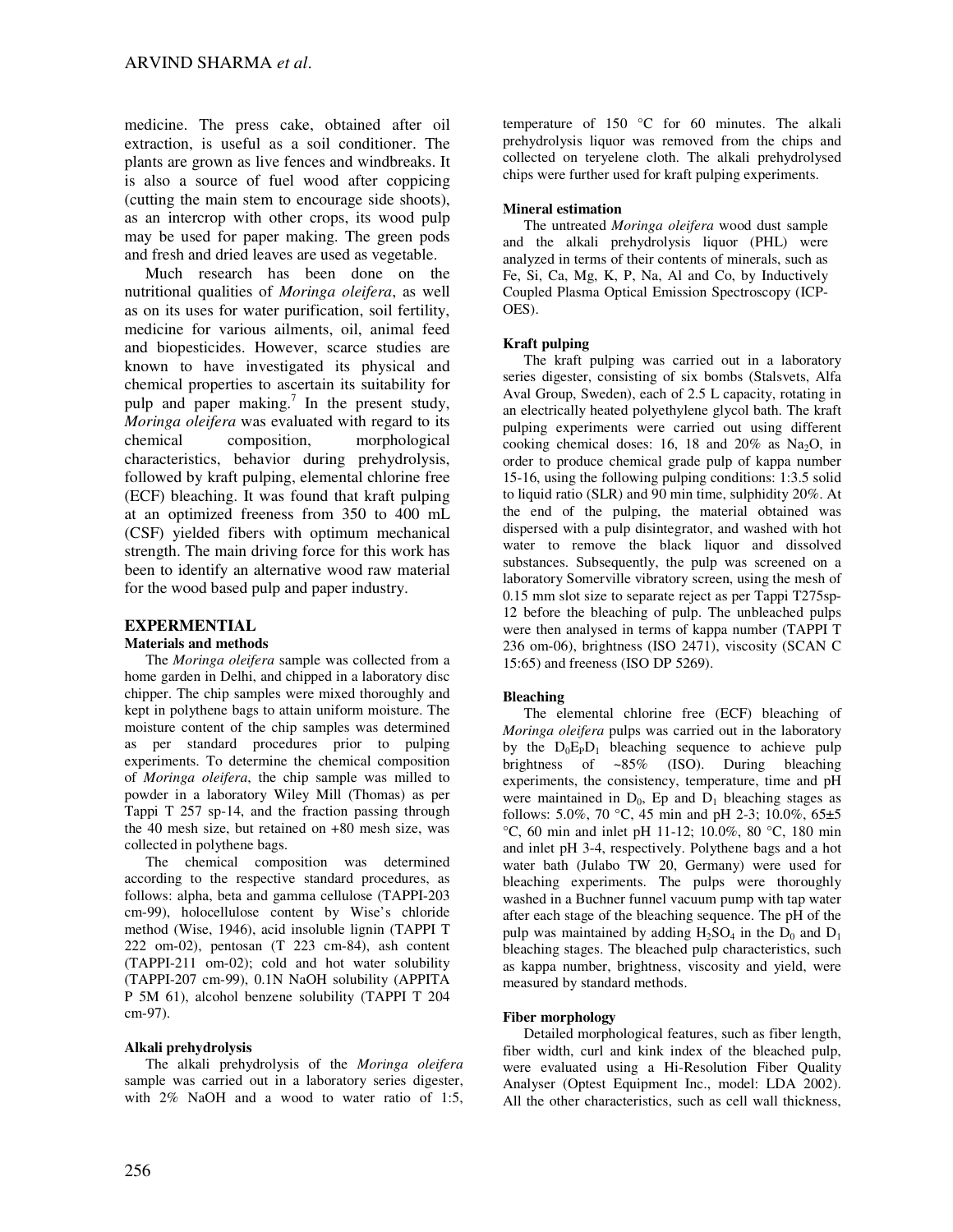medicine. The press cake, obtained after oil extraction, is useful as a soil conditioner. The plants are grown as live fences and windbreaks. It is also a source of fuel wood after coppicing (cutting the main stem to encourage side shoots), as an intercrop with other crops, its wood pulp may be used for paper making. The green pods and fresh and dried leaves are used as vegetable.

Much research has been done on the nutritional qualities of *Moringa oleifera*, as well as on its uses for water purification, soil fertility, medicine for various ailments, oil, animal feed and biopesticides. However, scarce studies are known to have investigated its physical and chemical properties to ascertain its suitability for pulp and paper making.[7] In the present study, *Moringa oleifera* was evaluated with regard to its chemical composition, morphological characteristics, behavior during prehydrolysis, followed by kraft pulping, elemental chlorine free (ECF) bleaching. It was found that kraft pulping at an optimized freeness from 350 to 400 mL (CSF) yielded fibers with optimum mechanical strength. The main driving force for this work has been to identify an alternative wood raw material for the wood based pulp and paper industry.

## EXPERMENTIAL

### Materials and methods

The *Moringa oleifera* sample was collected from a home garden in Delhi, and chipped in a laboratory disc chipper. The chip samples were mixed thoroughly and kept in polythene bags to attain uniform moisture. The moisture content of the chip samples was determined as per standard procedures prior to pulping experiments. To determine the chemical composition of *Moringa oleifera*, the chip sample was milled to powder in a laboratory Wiley Mill (Thomas) as per Tappi T 257 sp-14, and the fraction passing through the 40 mesh size, but retained on +80 mesh size, was collected in polythene bags.

The chemical composition was determined according to the respective standard procedures, as follows: alpha, beta and gamma cellulose (TAPPI-203 cm-99), holocellulose content by Wise's chloride method (Wise, 1946), acid insoluble lignin (TAPPI T 222 om-02), pentosan (T 223 cm-84), ash content (TAPPI-211 om-02); cold and hot water solubility (TAPPI-207 cm-99), 0.1N NaOH solubility (APPITA P 5M 61), alcohol benzene solubility (TAPPI T 204 cm-97).

### Alkali prehydrolysis

The alkali prehydrolysis of the *Moringa oleifera* sample was carried out in a laboratory series digester, with 2% NaOH and a wood to water ratio of 1:5, temperature of 150 °C for 60 minutes. The alkali prehydrolysis liquor was removed from the chips and collected on teryelene cloth. The alkali prehydrolysed chips were further used for kraft pulping experiments.

### Mineral estimation

The untreated *Moringa oleifera* wood dust sample and the alkali prehydrolysis liquor (PHL) were analyzed in terms of their contents of minerals, such as Fe, Si, Ca, Mg, K, P, Na, Al and Co, by Inductively Coupled Plasma Optical Emission Spectroscopy (ICP-OES).

### Kraft pulping

The kraft pulping was carried out in a laboratory series digester, consisting of six bombs (Stalsvets, Alfa Aval Group, Sweden), each of 2.5 L capacity, rotating in an electrically heated polyethylene glycol bath. The kraft pulping experiments were carried out using different cooking chemical doses: 16, 18 and 20% as $Na_2O$, in order to produce chemical grade pulp of kappa number 15-16, using the following pulping conditions: 1:3.5 solid to liquid ratio (SLR) and 90 min time, sulphidity 20%. At the end of the pulping, the material obtained was dispersed with a pulp disintegrator, and washed with hot water to remove the black liquor and dissolved substances. Subsequently, the pulp was screened on a laboratory Somerville vibratory screen, using the mesh of 0.15 mm slot size to separate reject as per Tappi T275sp-12 before the bleaching of pulp. The unbleached pulps were then analysed in terms of kappa number (TAPPI T 236 om-06), brightness (ISO 2471), viscosity (SCAN C 15:65) and freeness (ISO DP 5269).

### Bleaching

The elemental chlorine free (ECF) bleaching of *Moringa oleifera* pulps was carried out in the laboratory by the $D_0E_PD_1$ bleaching sequence to achieve pulp brightness of ~85% (ISO). During bleaching experiments, the consistency, temperature, time and pH were maintained in $D_0$, Ep and $D_1$ bleaching stages as follows: 5.0%, 70 °C, 45 min and pH 2-3; 10.0%, 65±5 °C, 60 min and inlet pH 11-12; 10.0%, 80 °C, 180 min and inlet pH 3-4, respectively. Polythene bags and a hot water bath (Julabo TW 20, Germany) were used for bleaching experiments. The pulps were thoroughly washed in a Buchner funnel vacuum pump with tap water after each stage of the bleaching sequence. The pH of the pulp was maintained by adding $H_2SO_4$ in the $D_0$ and $D_1$ bleaching stages. The bleached pulp characteristics, such as kappa number, brightness, viscosity and yield, were measured by standard methods.

### Fiber morphology

Detailed morphological features, such as fiber length, fiber width, curl and kink index of the bleached pulp, were evaluated using a Hi-Resolution Fiber Quality Analyser (Optest Equipment Inc., model: LDA 2002). All the other characteristics, such as cell wall thickness,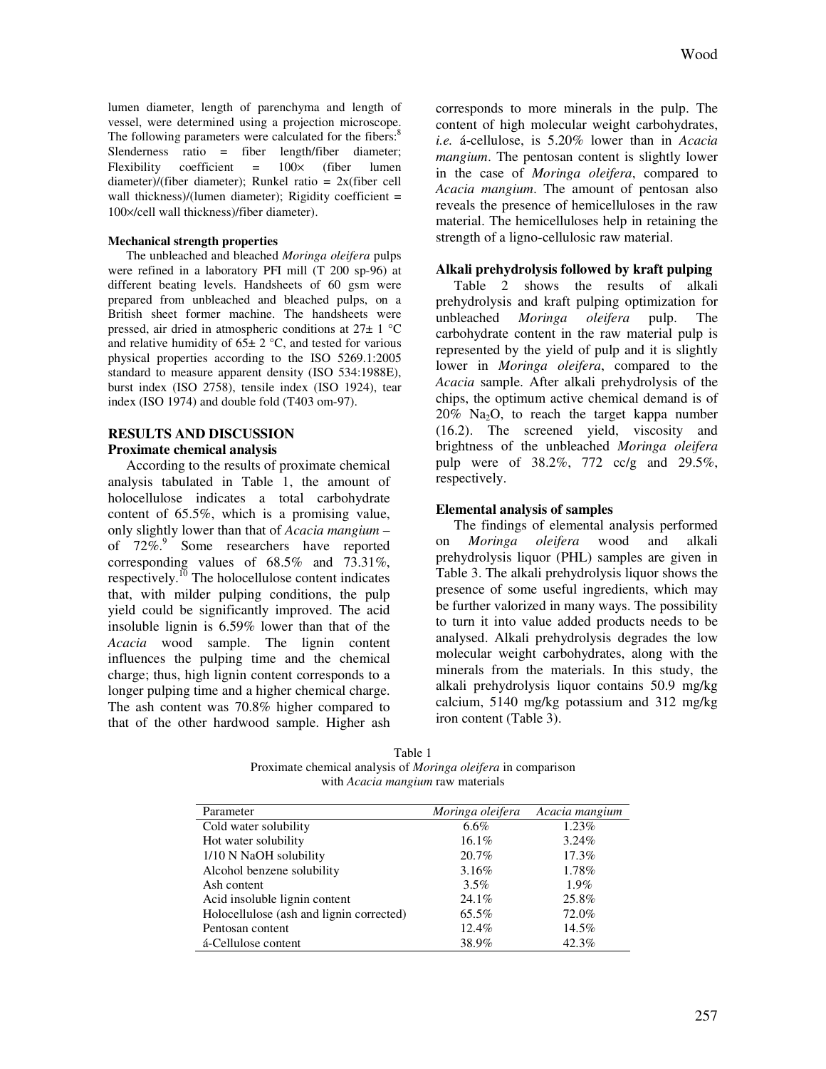lumen diameter, length of parenchyma and length of vessel, were determined using a projection microscope. The following parameters were calculated for the fibers:[8] Slenderness ratio = fiber length/fiber diameter; Flexibility coefficient = 100× (fiber lumen diameter)/(fiber diameter); Runkel ratio = 2x(fiber cell wall thickness)/(lumen diameter); Rigidity coefficient = 100×/cell wall thickness)/fiber diameter).

**Mechanical strength properties**

The unbleached and bleached *Moringa oleifera* pulps were refined in a laboratory PFI mill (T 200 sp-96) at different beating levels. Handsheets of 60 gsm were prepared from unbleached and bleached pulps, on a British sheet former machine. The handsheets were pressed, air dried in atmospheric conditions at 27± 1 °C and relative humidity of 65± 2 °C, and tested for various physical properties according to the ISO 5269.1:2005 standard to measure apparent density (ISO 534:1988E), burst index (ISO 2758), tensile index (ISO 1924), tear index (ISO 1974) and double fold (T403 om-97).

## RESULTS AND DISCUSSION

**Proximate chemical analysis**

According to the results of proximate chemical analysis tabulated in Table 1, the amount of holocellulose indicates a total carbohydrate content of 65.5%, which is a promising value, only slightly lower than that of *Acacia mangium* – of 72%.[9] Some researchers have reported corresponding values of 68.5% and 73.31%, respectively.[10] The holocellulose content indicates that, with milder pulping conditions, the pulp yield could be significantly improved. The acid insoluble lignin is 6.59% lower than that of the *Acacia* wood sample. The lignin content influences the pulping time and the chemical charge; thus, high lignin content corresponds to a longer pulping time and a higher chemical charge. The ash content was 70.8% higher compared to that of the other hardwood sample. Higher ash corresponds to more minerals in the pulp. The content of high molecular weight carbohydrates, *i.e.* á-cellulose, is 5.20% lower than in *Acacia mangium*. The pentosan content is slightly lower in the case of *Moringa oleifera*, compared to *Acacia mangium*. The amount of pentosan also reveals the presence of hemicelluloses in the raw material. The hemicelluloses help in retaining the strength of a ligno-cellulosic raw material.

**Alkali prehydrolysis followed by kraft pulping**

Table 2 shows the results of alkali prehydrolysis and kraft pulping optimization for unbleached *Moringa oleifera* pulp. The carbohydrate content in the raw material pulp is represented by the yield of pulp and it is slightly lower in *Moringa oleifera*, compared to the *Acacia* sample. After alkali prehydrolysis of the chips, the optimum active chemical demand is of 20% $Na_2O$, to reach the target kappa number (16.2). The screened yield, viscosity and brightness of the unbleached *Moringa oleifera* pulp were of 38.2%, 772 cc/g and 29.5%, respectively.

**Elemental analysis of samples**

The findings of elemental analysis performed on *Moringa oleifera* wood and alkali prehydrolysis liquor (PHL) samples are given in Table 3. The alkali prehydrolysis liquor shows the presence of some useful ingredients, which may be further valorized in many ways. The possibility to turn it into value added products needs to be analysed. Alkali prehydrolysis degrades the low molecular weight carbohydrates, along with the minerals from the materials. In this study, the alkali prehydrolysis liquor contains 50.9 mg/kg calcium, 5140 mg/kg potassium and 312 mg/kg iron content (Table 3).

Table 1
Proximate chemical analysis of *Moringa oleifera* in comparison with *Acacia mangium* raw materials

| Parameter | *Moringa oleifera* | *Acacia mangium* |
|---|---|---|
| Cold water solubility | 6.6% | 1.23% |
| Hot water solubility | 16.1% | 3.24% |
| 1/10 N NaOH solubility | 20.7% | 17.3% |
| Alcohol benzene solubility | 3.16% | 1.78% |
| Ash content | 3.5% | 1.9% |
| Acid insoluble lignin content | 24.1% | 25.8% |
| Holocellulose (ash and lignin corrected) | 65.5% | 72.0% |
| Pentosan content | 12.4% | 14.5% |
| á-Cellulose content | 38.9% | 42.3% |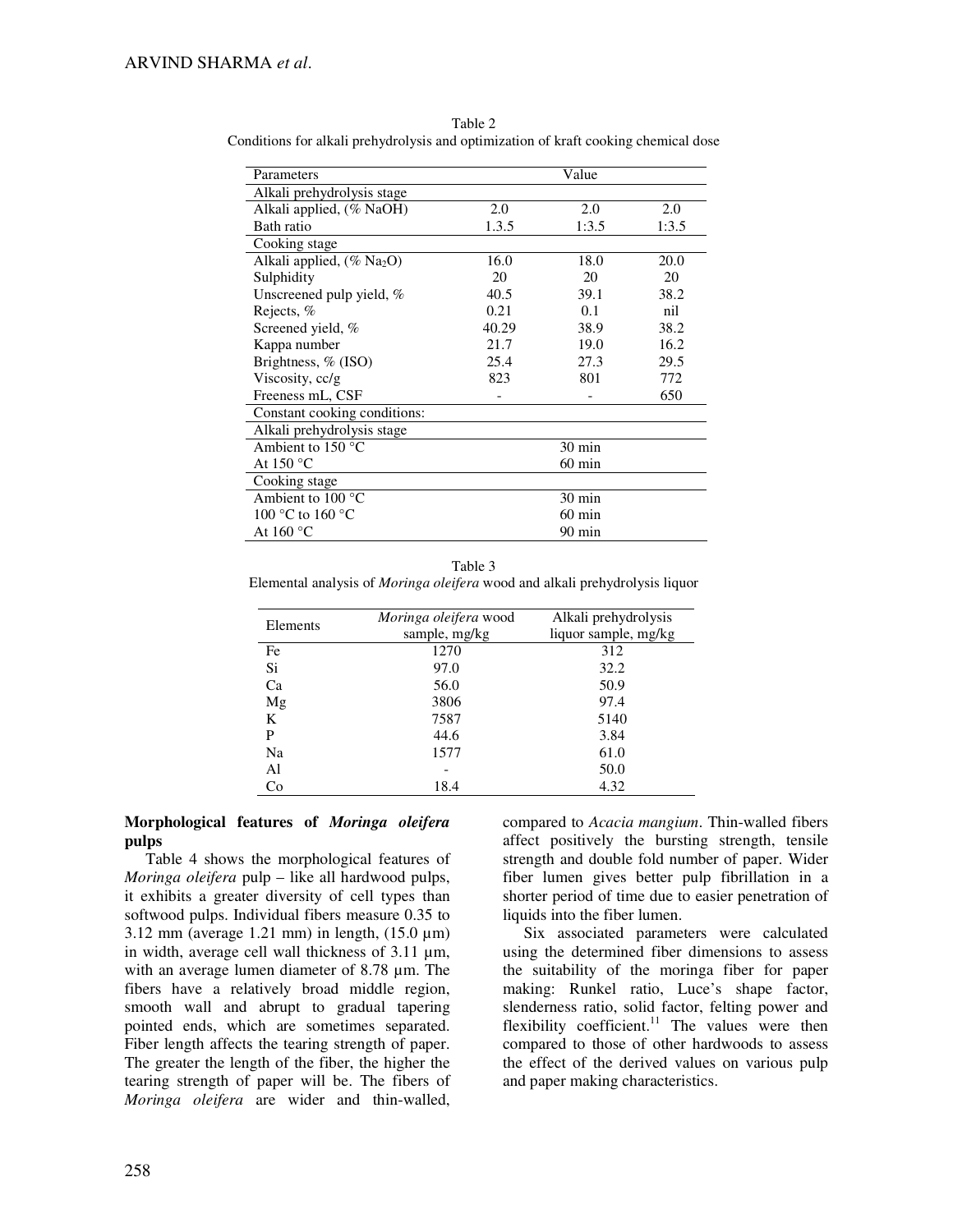Table 2
Conditions for alkali prehydrolysis and optimization of kraft cooking chemical dose

| Parameters | Value | | |
|---|---|---|---|
| Alkali prehydrolysis stage | | | |
| Alkali applied, (% NaOH) | 2.0 | 2.0 | 2.0 |
| Bath ratio | 1.3.5 | 1:3.5 | 1:3.5 |
| Cooking stage | | | |
| Alkali applied, (% $Na_2O$) | 16.0 | 18.0 | 20.0 |
| Sulphidity | 20 | 20 | 20 |
| Unscreened pulp yield, % | 40.5 | 39.1 | 38.2 |
| Rejects, % | 0.21 | 0.1 | nil |
| Screened yield, % | 40.29 | 38.9 | 38.2 |
| Kappa number | 21.7 | 19.0 | 16.2 |
| Brightness, % (ISO) | 25.4 | 27.3 | 29.5 |
| Viscosity, cc/g | 823 | 801 | 772 |
| Freeness mL, CSF | - | - | 650 |
| Constant cooking conditions: | | | |
| Alkali prehydrolysis stage | | | |
| Ambient to 150 °C | 30 min | | |
| At 150 °C | 60 min | | |
| Cooking stage | | | |
| Ambient to 100 °C | 30 min | | |
| 100 °C to 160 °C | 60 min | | |
| At 160 °C | 90 min | | |

Table 3
Elemental analysis of *Moringa oleifera* wood and alkali prehydrolysis liquor

| Elements | *Moringa oleifera* wood sample, mg/kg | Alkali prehydrolysis liquor sample, mg/kg |
|---|---|---|
| Fe | 1270 | 312 |
| Si | 97.0 | 32.2 |
| Ca | 56.0 | 50.9 |
| Mg | 3806 | 97.4 |
| K | 7587 | 5140 |
| P | 44.6 | 3.84 |
| Na | 1577 | 61.0 |
| Al | - | 50.0 |
| Co | 18.4 | 4.32 |

**Morphological features of *Moringa oleifera* pulps**

Table 4 shows the morphological features of *Moringa oleifera* pulp – like all hardwood pulps, it exhibits a greater diversity of cell types than softwood pulps. Individual fibers measure 0.35 to 3.12 mm (average 1.21 mm) in length, (15.0 µm) in width, average cell wall thickness of 3.11 µm, with an average lumen diameter of 8.78 µm. The fibers have a relatively broad middle region, smooth wall and abrupt to gradual tapering pointed ends, which are sometimes separated. Fiber length affects the tearing strength of paper. The greater the length of the fiber, the higher the tearing strength of paper will be. The fibers of *Moringa oleifera* are wider and thin-walled, compared to *Acacia mangium*. Thin-walled fibers affect positively the bursting strength, tensile strength and double fold number of paper. Wider fiber lumen gives better pulp fibrillation in a shorter period of time due to easier penetration of liquids into the fiber lumen.

Six associated parameters were calculated using the determined fiber dimensions to assess the suitability of the moringa fiber for paper making: Runkel ratio, Luce's shape factor, slenderness ratio, solid factor, felting power and flexibility coefficient.[11] The values were then compared to those of other hardwoods to assess the effect of the derived values on various pulp and paper making characteristics.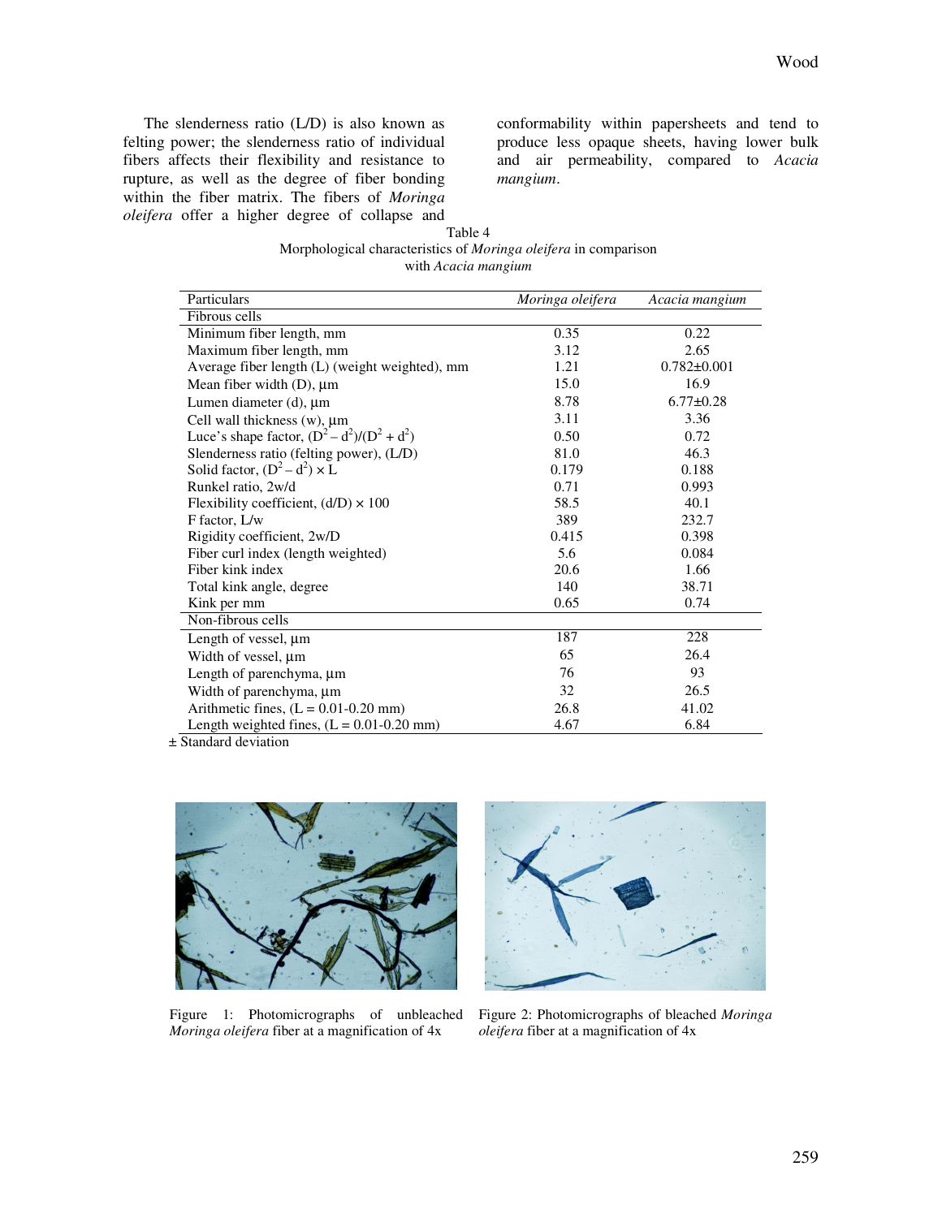The slenderness ratio (L/D) is also known as felting power; the slenderness ratio of individual fibers affects their flexibility and resistance to rupture, as well as the degree of fiber bonding within the fiber matrix. The fibers of *Moringa oleifera* offer a higher degree of collapse and conformability within papersheets and tend to produce less opaque sheets, having lower bulk and air permeability, compared to *Acacia mangium*.

Table 4
Morphological characteristics of *Moringa oleifera* in comparison with *Acacia mangium*

| Particulars | *Moringa oleifera* | *Acacia mangium* |
|---|---|---|
| Fibrous cells | | |
| Minimum fiber length, mm | 0.35 | 0.22 |
| Maximum fiber length, mm | 3.12 | 2.65 |
| Average fiber length (L) (weight weighted), mm | 1.21 | 0.782±0.001 |
| Mean fiber width (D), µm | 15.0 | 16.9 |
| Lumen diameter (d), µm | 8.78 | 6.77±0.28 |
| Cell wall thickness (w), µm | 3.11 | 3.36 |
| Luce's shape factor, $(D^2 - d^2)/(D^2 + d^2)$ | 0.50 | 0.72 |
| Slenderness ratio (felting power), (L/D) | 81.0 | 46.3 |
| Solid factor, $(D^2 - d^2) \times L$ | 0.179 | 0.188 |
| Runkel ratio, 2w/d | 0.71 | 0.993 |
| Flexibility coefficient, (d/D) × 100 | 58.5 | 40.1 |
| F factor, L/w | 389 | 232.7 |
| Rigidity coefficient, 2w/D | 0.415 | 0.398 |
| Fiber curl index (length weighted) | 5.6 | 0.084 |
| Fiber kink index | 20.6 | 1.66 |
| Total kink angle, degree | 140 | 38.71 |
| Kink per mm | 0.65 | 0.74 |
| Non-fibrous cells | | |
| Length of vessel, µm | 187 | 228 |
| Width of vessel, µm | 65 | 26.4 |
| Length of parenchyma, µm | 76 | 93 |
| Width of parenchyma, µm | 32 | 26.5 |
| Arithmetic fines, (L = 0.01-0.20 mm) | 26.8 | 41.02 |
| Length weighted fines, (L = 0.01-0.20 mm) | 4.67 | 6.84 |

± Standard deviation

Figure 1: Photomicrographs of unbleached *Moringa oleifera* fiber at a magnification of 4x

Figure 2: Photomicrographs of bleached *Moringa oleifera* fiber at a magnification of 4x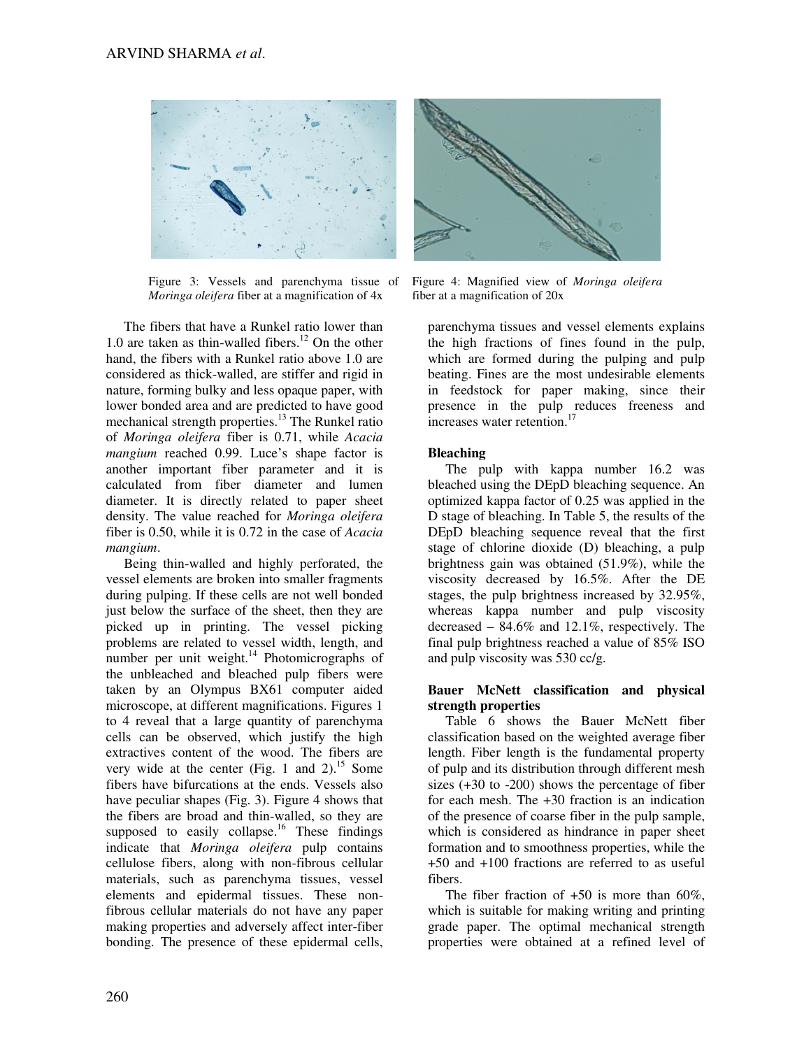Figure 3: Vessels and parenchyma tissue of *Moringa oleifera* fiber at a magnification of 4x

Figure 4: Magnified view of *Moringa oleifera* fiber at a magnification of 20x

The fibers that have a Runkel ratio lower than 1.0 are taken as thin-walled fibers.[12] On the other hand, the fibers with a Runkel ratio above 1.0 are considered as thick-walled, are stiffer and rigid in nature, forming bulky and less opaque paper, with lower bonded area and are predicted to have good mechanical strength properties.[13] The Runkel ratio of *Moringa oleifera* fiber is 0.71, while *Acacia mangium* reached 0.99. Luce's shape factor is another important fiber parameter and it is calculated from fiber diameter and lumen diameter. It is directly related to paper sheet density. The value reached for *Moringa oleifera* fiber is 0.50, while it is 0.72 in the case of *Acacia mangium*.

Being thin-walled and highly perforated, the vessel elements are broken into smaller fragments during pulping. If these cells are not well bonded just below the surface of the sheet, then they are picked up in printing. The vessel picking problems are related to vessel width, length, and number per unit weight.[14] Photomicrographs of the unbleached and bleached pulp fibers were taken by an Olympus BX61 computer aided microscope, at different magnifications. Figures 1 to 4 reveal that a large quantity of parenchyma cells can be observed, which justify the high extractives content of the wood. The fibers are very wide at the center (Fig. 1 and 2).[15] Some fibers have bifurcations at the ends. Vessels also have peculiar shapes (Fig. 3). Figure 4 shows that the fibers are broad and thin-walled, so they are supposed to easily collapse.[16] These findings indicate that *Moringa oleifera* pulp contains cellulose fibers, along with non-fibrous cellular materials, such as parenchyma tissues, vessel elements and epidermal tissues. These non-fibrous cellular materials do not have any paper making properties and adversely affect inter-fiber bonding. The presence of these epidermal cells, parenchyma tissues and vessel elements explains the high fractions of fines found in the pulp, which are formed during the pulping and pulp beating. Fines are the most undesirable elements in feedstock for paper making, since their presence in the pulp reduces freeness and increases water retention.[17]

**Bleaching**

The pulp with kappa number 16.2 was bleached using the DEpD bleaching sequence. An optimized kappa factor of 0.25 was applied in the D stage of bleaching. In Table 5, the results of the DEpD bleaching sequence reveal that the first stage of chlorine dioxide (D) bleaching, a pulp brightness gain was obtained (51.9%), while the viscosity decreased by 16.5%. After the DE stages, the pulp brightness increased by 32.95%, whereas kappa number and pulp viscosity decreased – 84.6% and 12.1%, respectively. The final pulp brightness reached a value of 85% ISO and pulp viscosity was 530 cc/g.

**Bauer McNett classification and physical strength properties**

Table 6 shows the Bauer McNett fiber classification based on the weighted average fiber length. Fiber length is the fundamental property of pulp and its distribution through different mesh sizes (+30 to -200) shows the percentage of fiber for each mesh. The +30 fraction is an indication of the presence of coarse fiber in the pulp sample, which is considered as hindrance in paper sheet formation and to smoothness properties, while the +50 and +100 fractions are referred to as useful fibers.

The fiber fraction of +50 is more than 60%, which is suitable for making writing and printing grade paper. The optimal mechanical strength properties were obtained at a refined level of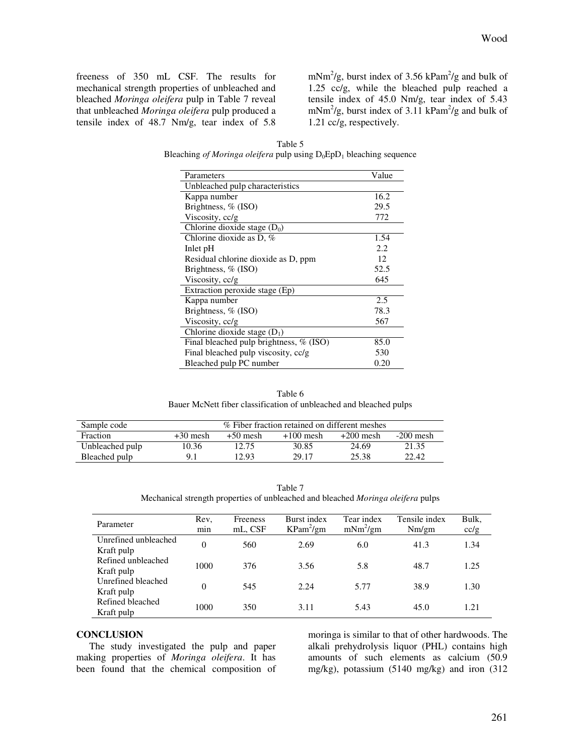freeness of 350 mL CSF. The results for mechanical strength properties of unbleached and bleached *Moringa oleifera* pulp in Table 7 reveal that unbleached *Moringa oleifera* pulp produced a tensile index of 48.7 Nm/g, tear index of 5.8 $mNm^2/g$, burst index of 3.56 $kPam^2/g$ and bulk of 1.25 cc/g, while the bleached pulp reached a tensile index of 45.0 Nm/g, tear index of 5.43 $mNm^2/g$, burst index of 3.11 $kPam^2/g$ and bulk of 1.21 cc/g, respectively.

Table 5
Bleaching *of Moringa oleifera* pulp using $D_0EpD_1$ bleaching sequence

| Parameters | Value |
|---|---|
| Unbleached pulp characteristics | |
| Kappa number | 16.2 |
| Brightness, % (ISO) | 29.5 |
| Viscosity, cc/g | 772 |
| Chlorine dioxide stage ($D_0$) | |
| Chlorine dioxide as D, % | 1.54 |
| Inlet pH | 2.2 |
| Residual chlorine dioxide as D, ppm | 12 |
| Brightness, % (ISO) | 52.5 |
| Viscosity, cc/g | 645 |
| Extraction peroxide stage (Ep) | |
| Kappa number | 2.5 |
| Brightness, % (ISO) | 78.3 |
| Viscosity, cc/g | 567 |
| Chlorine dioxide stage ($D_1$) | |
| Final bleached pulp brightness, % (ISO) | 85.0 |
| Final bleached pulp viscosity, cc/g | 530 |
| Bleached pulp PC number | 0.20 |

Table 6
Bauer McNett fiber classification of unbleached and bleached pulps

| Sample code | % Fiber fraction retained on different meshes | | | | |
|---|---|---|---|---|---|
| Fraction | +30 mesh | +50 mesh | +100 mesh | +200 mesh | -200 mesh |
| Unbleached pulp | 10.36 | 12.75 | 30.85 | 24.69 | 21.35 |
| Bleached pulp | 9.1 | 12.93 | 29.17 | 25.38 | 22.42 |

Table 7
Mechanical strength properties of unbleached and bleached *Moringa oleifera* pulps

| Parameter | Rev, min | Freeness mL, CSF | Burst index $KPam^2/gm$ | Tear index $mNm^2/gm$ | Tensile index Nm/gm | Bulk, cc/g |
|---|---|---|---|---|---|---|
| Unrefined unbleached Kraft pulp | 0 | 560 | 2.69 | 6.0 | 41.3 | 1.34 |
| Refined unbleached Kraft pulp | 1000 | 376 | 3.56 | 5.8 | 48.7 | 1.25 |
| Unrefined bleached Kraft pulp | 0 | 545 | 2.24 | 5.77 | 38.9 | 1.30 |
| Refined bleached Kraft pulp | 1000 | 350 | 3.11 | 5.43 | 45.0 | 1.21 |

## CONCLUSION

The study investigated the pulp and paper making properties of *Moringa oleifera*. It has been found that the chemical composition of moringa is similar to that of other hardwoods. The alkali prehydrolysis liquor (PHL) contains high amounts of such elements as calcium (50.9 mg/kg), potassium (5140 mg/kg) and iron (312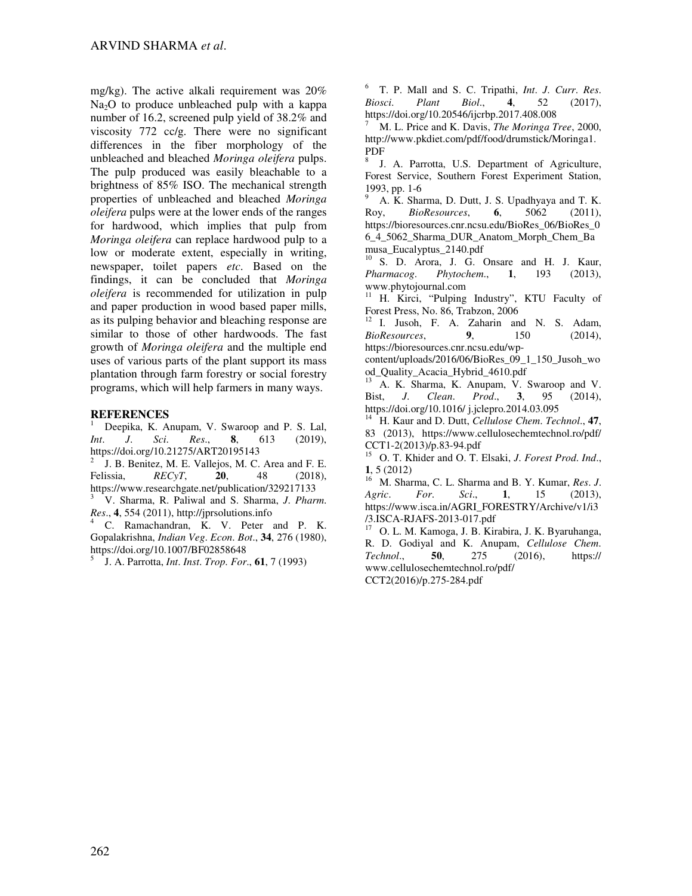mg/kg). The active alkali requirement was 20% $Na_2O$ to produce unbleached pulp with a kappa number of 16.2, screened pulp yield of 38.2% and viscosity 772 cc/g. There were no significant differences in the fiber morphology of the unbleached and bleached *Moringa oleifera* pulps. The pulp produced was easily bleachable to a brightness of 85% ISO. The mechanical strength properties of unbleached and bleached *Moringa oleifera* pulps were at the lower ends of the ranges for hardwood, which implies that pulp from *Moringa oleifera* can replace hardwood pulp to a low or moderate extent, especially in writing, newspaper, toilet papers *etc*. Based on the findings, it can be concluded that *Moringa oleifera* is recommended for utilization in pulp and paper production in wood based paper mills, as its pulping behavior and bleaching response are similar to those of other hardwoods. The fast growth of *Moringa oleifera* and the multiple end uses of various parts of the plant support its mass plantation through farm forestry or social forestry programs, which will help farmers in many ways.

## REFERENCES

[1] Deepika, K. Anupam, V. Swaroop and P. S. Lal, *Int. J. Sci. Res.*, **8**, 613 (2019), https://doi.org/10.21275/ART20195143

[2] J. B. Benitez, M. E. Vallejos, M. C. Area and F. E. Felissia, *RECyT*, **20**, 48 (2018), https://www.researchgate.net/publication/329217133

[3] V. Sharma, R. Paliwal and S. Sharma, *J. Pharm. Res.*, **4**, 554 (2011), http://jprsolutions.info

[4] C. Ramachandran, K. V. Peter and P. K. Gopalakrishna, *Indian Veg. Econ. Bot.*, **34**, 276 (1980), https://doi.org/10.1007/BF02858648

[5] J. A. Parrotta, *Int. Inst. Trop. For.*, **61**, 7 (1993)

[6] T. P. Mall and S. C. Tripathi, *Int. J. Curr. Res. Biosci. Plant Biol.*, **4**, 52 (2017), https://doi.org/10.20546/ijcrbp.2017.408.008

[7] M. L. Price and K. Davis, *The Moringa Tree*, 2000, http://www.pkdiet.com/pdf/food/drumstick/Moringa1.PDF

[8] J. A. Parrotta, U.S. Department of Agriculture, Forest Service, Southern Forest Experiment Station, 1993, pp. 1-6

[9] A. K. Sharma, D. Dutt, J. S. Upadhyaya and T. K. Roy, *BioResources*, **6**, 5062 (2011), https://bioresources.cnr.ncsu.edu/BioRes_06/BioRes_06_4_5062_Sharma_DUR_Anatom_Morph_Chem_Bamusa_Eucalyptus_2140.pdf

[10] S. D. Arora, J. G. Onsare and H. J. Kaur, *Pharmacog. Phytochem.*, **1**, 193 (2013), www.phytojournal.com

[11] H. Kirci, "Pulping Industry", KTU Faculty of Forest Press, No. 86, Trabzon, 2006

[12] I. Jusoh, F. A. Zaharin and N. S. Adam, *BioResources*, **9**, 150 (2014), https://bioresources.cnr.ncsu.edu/wp-content/uploads/2016/06/BioRes_09_1_150_Jusoh_wood_Quality_Acacia_Hybrid_4610.pdf

[13] A. K. Sharma, K. Anupam, V. Swaroop and V. Bist, *J. Clean. Prod.*, **3**, 95 (2014), https://doi.org/10.1016/ j.jclepro.2014.03.095

[14] H. Kaur and D. Dutt, *Cellulose Chem. Technol.*, **47**, 83 (2013), https://www.cellulosechemtechnol.ro/pdf/CCT1-2(2013)/p.83-94.pdf

[15] O. T. Khider and O. T. Elsaki, *J. Forest Prod. Ind.*, **1**, 5 (2012)

[16] M. Sharma, C. L. Sharma and B. Y. Kumar, *Res. J. Agric. For. Sci.*, **1**, 15 (2013), https://www.isca.in/AGRI_FORESTRY/Archive/v1/i3/3.ISCA-RJAFS-2013-017.pdf

[17] O. L. M. Kamoga, J. B. Kirabira, J. K. Byaruhanga, R. D. Godiyal and K. Anupam, *Cellulose Chem. Technol.*, **50**, 275 (2016), https:// www.cellulosechemtechnol.ro/pdf/ CCT2(2016)/p.275-284.pdf